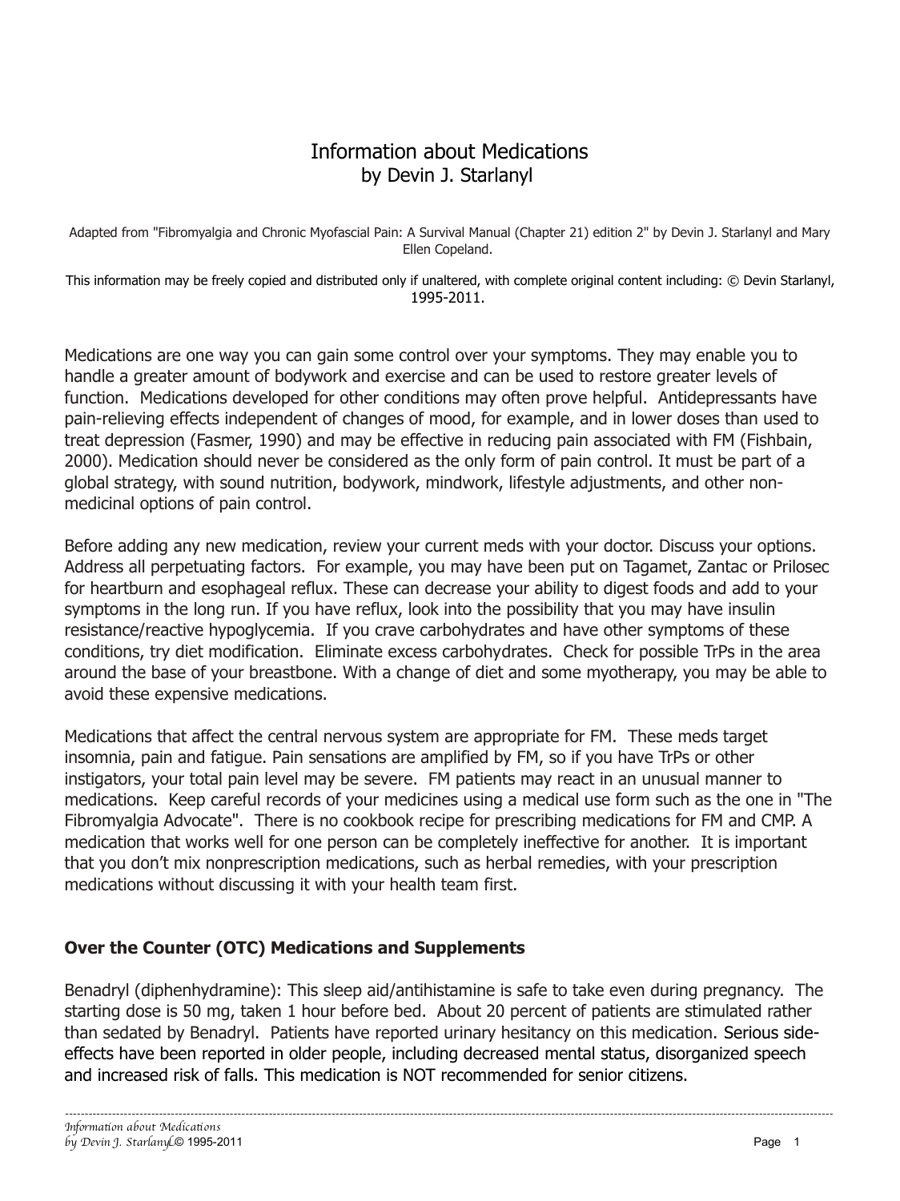# Information about Medications
by Devin J. Starlanyl

Adapted from "Fibromyalgia and Chronic Myofascial Pain: A Survival Manual (Chapter 21) edition 2" by Devin J. Starlanyl and Mary Ellen Copeland.

This information may be freely copied and distributed only if unaltered, with complete original content including: © Devin Starlanyl, 1995-2011.

Medications are one way you can gain some control over your symptoms. They may enable you to handle a greater amount of bodywork and exercise and can be used to restore greater levels of function. Medications developed for other conditions may often prove helpful. Antidepressants have pain-relieving effects independent of changes of mood, for example, and in lower doses than used to treat depression (Fasmer, 1990) and may be effective in reducing pain associated with FM (Fishbain, 2000). Medication should never be considered as the only form of pain control. It must be part of a global strategy, with sound nutrition, bodywork, mindwork, lifestyle adjustments, and other non-medicinal options of pain control.

Before adding any new medication, review your current meds with your doctor. Discuss your options. Address all perpetuating factors. For example, you may have been put on Tagamet, Zantac or Prilosec for heartburn and esophageal reflux. These can decrease your ability to digest foods and add to your symptoms in the long run. If you have reflux, look into the possibility that you may have insulin resistance/reactive hypoglycemia. If you crave carbohydrates and have other symptoms of these conditions, try diet modification. Eliminate excess carbohydrates. Check for possible TrPs in the area around the base of your breastbone. With a change of diet and some myotherapy, you may be able to avoid these expensive medications.

Medications that affect the central nervous system are appropriate for FM. These meds target insomnia, pain and fatigue. Pain sensations are amplified by FM, so if you have TrPs or other instigators, your total pain level may be severe. FM patients may react in an unusual manner to medications. Keep careful records of your medicines using a medical use form such as the one in "The Fibromyalgia Advocate". There is no cookbook recipe for prescribing medications for FM and CMP. A medication that works well for one person can be completely ineffective for another. It is important that you don't mix nonprescription medications, such as herbal remedies, with your prescription medications without discussing it with your health team first.

## Over the Counter (OTC) Medications and Supplements

Benadryl (diphenhydramine): This sleep aid/antihistamine is safe to take even during pregnancy. The starting dose is 50 mg, taken 1 hour before bed. About 20 percent of patients are stimulated rather than sedated by Benadryl. Patients have reported urinary hesitancy on this medication. Serious side-effects have been reported in older people, including decreased mental status, disorganized speech and increased risk of falls. This medication is NOT recommended for senior citizens.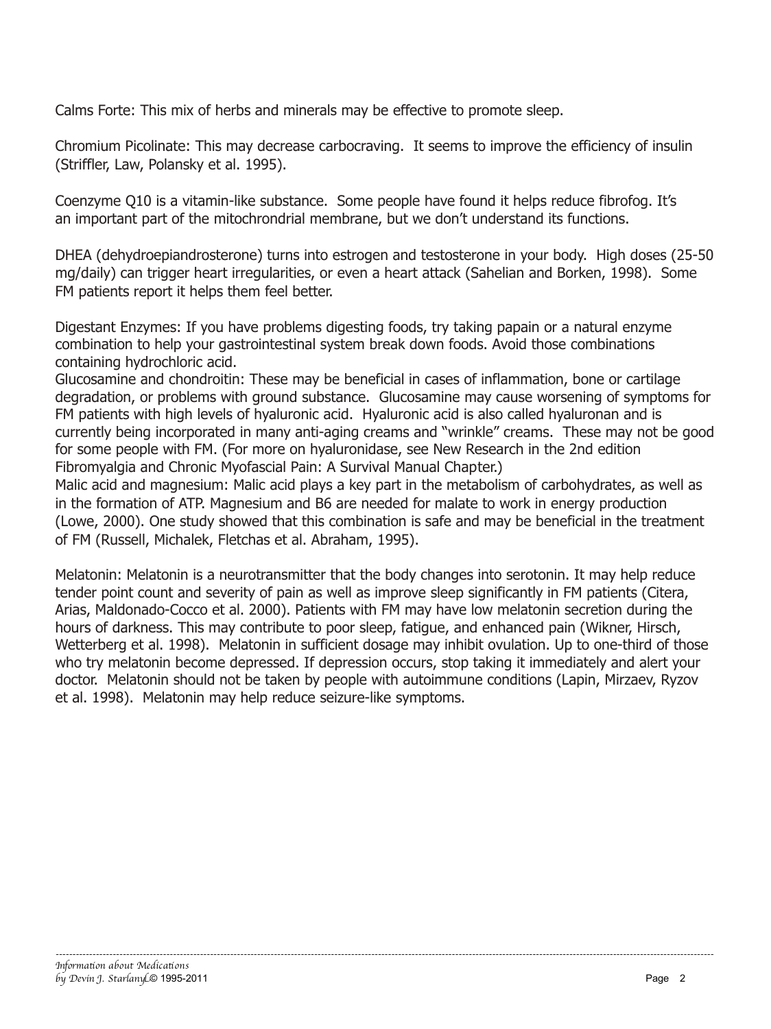Calms Forte: This mix of herbs and minerals may be effective to promote sleep.

Chromium Picolinate: This may decrease carbocraving.  It seems to improve the efficiency of insulin (Striffler, Law, Polansky et al. 1995).

Coenzyme Q10 is a vitamin-like substance.  Some people have found it helps reduce fibrofog. It's an important part of the mitochrondrial membrane, but we don't understand its functions.

DHEA (dehydroepiandrosterone) turns into estrogen and testosterone in your body.  High doses (25-50 mg/daily) can trigger heart irregularities, or even a heart attack (Sahelian and Borken, 1998).  Some FM patients report it helps them feel better.

Digestant Enzymes: If you have problems digesting foods, try taking papain or a natural enzyme combination to help your gastrointestinal system break down foods. Avoid those combinations containing hydrochloric acid.

Glucosamine and chondroitin: These may be beneficial in cases of inflammation, bone or cartilage degradation, or problems with ground substance.  Glucosamine may cause worsening of symptoms for FM patients with high levels of hyaluronic acid.  Hyaluronic acid is also called hyaluronan and is currently being incorporated in many anti-aging creams and "wrinkle" creams.  These may not be good for some people with FM. (For more on hyaluronidase, see New Research in the 2nd edition Fibromyalgia and Chronic Myofascial Pain: A Survival Manual Chapter.)

Malic acid and magnesium: Malic acid plays a key part in the metabolism of carbohydrates, as well as in the formation of ATP. Magnesium and B6 are needed for malate to work in energy production (Lowe, 2000). One study showed that this combination is safe and may be beneficial in the treatment of FM (Russell, Michalek, Fletchas et al. Abraham, 1995).

Melatonin: Melatonin is a neurotransmitter that the body changes into serotonin. It may help reduce tender point count and severity of pain as well as improve sleep significantly in FM patients (Citera, Arias, Maldonado-Cocco et al. 2000). Patients with FM may have low melatonin secretion during the hours of darkness. This may contribute to poor sleep, fatigue, and enhanced pain (Wikner, Hirsch, Wetterberg et al. 1998).  Melatonin in sufficient dosage may inhibit ovulation. Up to one-third of those who try melatonin become depressed. If depression occurs, stop taking it immediately and alert your doctor.  Melatonin should not be taken by people with autoimmune conditions (Lapin, Mirzaev, Ryzov et al. 1998).  Melatonin may help reduce seizure-like symptoms.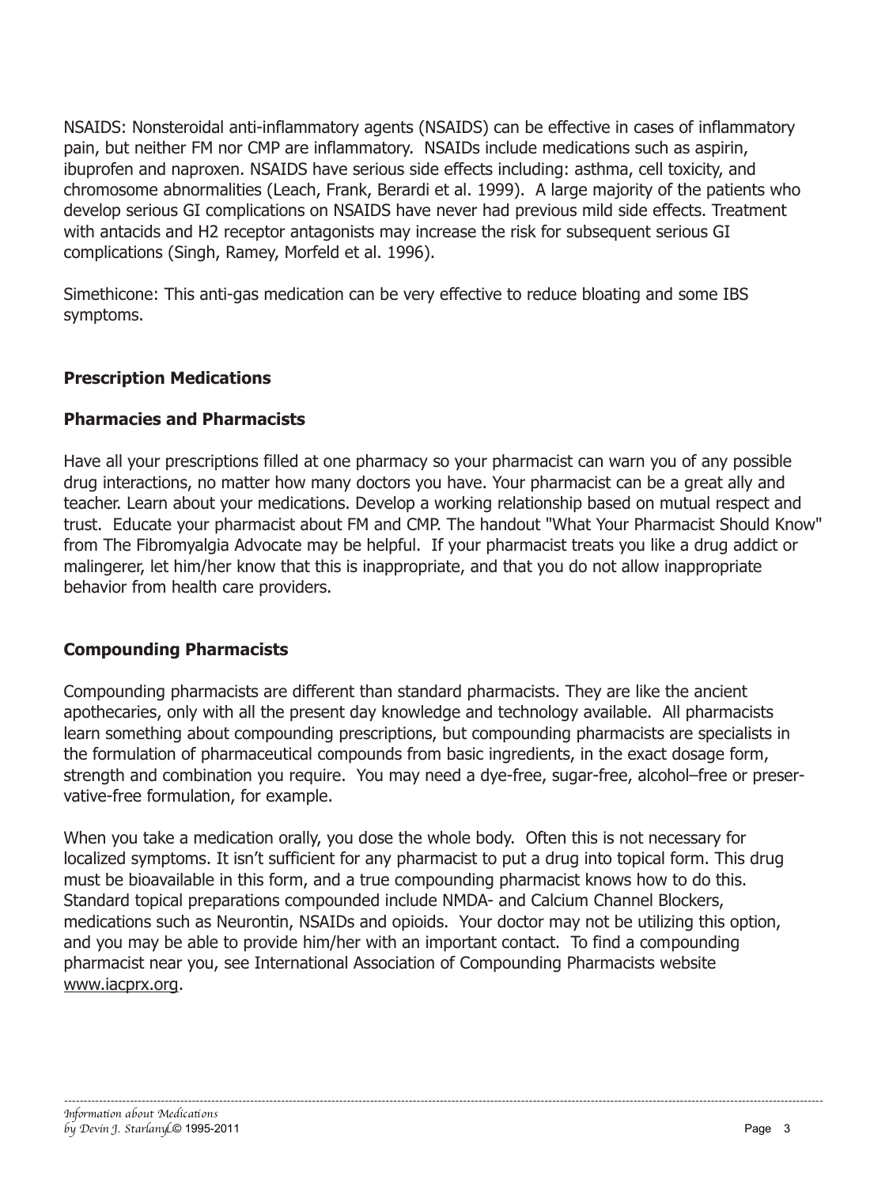NSAIDS: Nonsteroidal anti-inflammatory agents (NSAIDS) can be effective in cases of inflammatory pain, but neither FM nor CMP are inflammatory. NSAIDs include medications such as aspirin, ibuprofen and naproxen. NSAIDS have serious side effects including: asthma, cell toxicity, and chromosome abnormalities (Leach, Frank, Berardi et al. 1999). A large majority of the patients who develop serious GI complications on NSAIDS have never had previous mild side effects. Treatment with antacids and H2 receptor antagonists may increase the risk for subsequent serious GI complications (Singh, Ramey, Morfeld et al. 1996).

Simethicone: This anti-gas medication can be very effective to reduce bloating and some IBS symptoms.

## Prescription Medications

### Pharmacies and Pharmacists

Have all your prescriptions filled at one pharmacy so your pharmacist can warn you of any possible drug interactions, no matter how many doctors you have. Your pharmacist can be a great ally and teacher. Learn about your medications. Develop a working relationship based on mutual respect and trust. Educate your pharmacist about FM and CMP. The handout "What Your Pharmacist Should Know" from The Fibromyalgia Advocate may be helpful. If your pharmacist treats you like a drug addict or malingerer, let him/her know that this is inappropriate, and that you do not allow inappropriate behavior from health care providers.

### Compounding Pharmacists

Compounding pharmacists are different than standard pharmacists. They are like the ancient apothecaries, only with all the present day knowledge and technology available. All pharmacists learn something about compounding prescriptions, but compounding pharmacists are specialists in the formulation of pharmaceutical compounds from basic ingredients, in the exact dosage form, strength and combination you require. You may need a dye-free, sugar-free, alcohol–free or preservative-free formulation, for example.

When you take a medication orally, you dose the whole body. Often this is not necessary for localized symptoms. It isn't sufficient for any pharmacist to put a drug into topical form. This drug must be bioavailable in this form, and a true compounding pharmacist knows how to do this. Standard topical preparations compounded include NMDA- and Calcium Channel Blockers, medications such as Neurontin, NSAIDs and opioids. Your doctor may not be utilizing this option, and you may be able to provide him/her with an important contact. To find a compounding pharmacist near you, see International Association of Compounding Pharmacists website www.iacprx.org.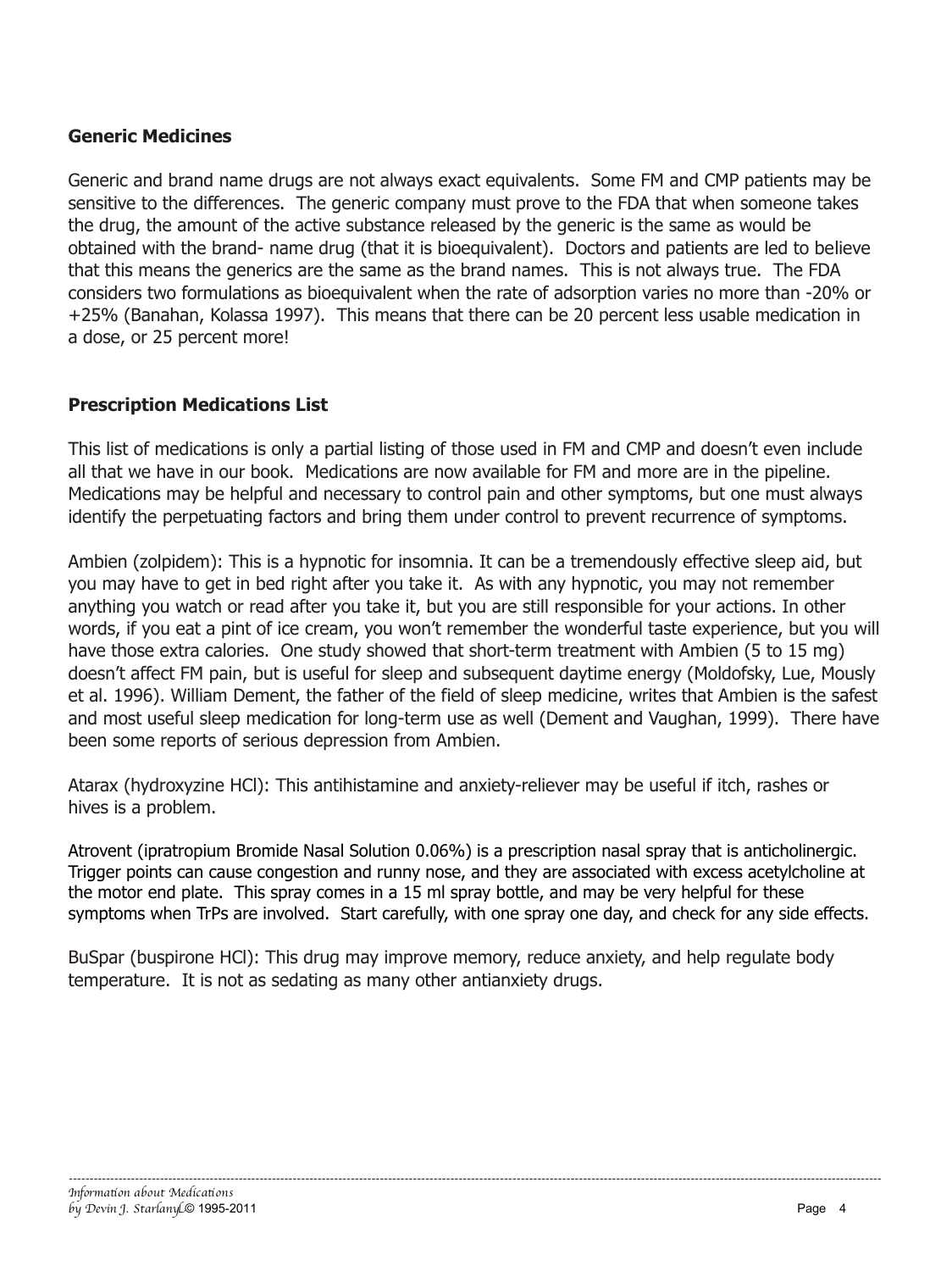## Generic Medicines

Generic and brand name drugs are not always exact equivalents. Some FM and CMP patients may be sensitive to the differences. The generic company must prove to the FDA that when someone takes the drug, the amount of the active substance released by the generic is the same as would be obtained with the brand- name drug (that it is bioequivalent). Doctors and patients are led to believe that this means the generics are the same as the brand names. This is not always true. The FDA considers two formulations as bioequivalent when the rate of adsorption varies no more than -20% or +25% (Banahan, Kolassa 1997). This means that there can be 20 percent less usable medication in a dose, or 25 percent more!

## Prescription Medications List

This list of medications is only a partial listing of those used in FM and CMP and doesn't even include all that we have in our book. Medications are now available for FM and more are in the pipeline. Medications may be helpful and necessary to control pain and other symptoms, but one must always identify the perpetuating factors and bring them under control to prevent recurrence of symptoms.

Ambien (zolpidem): This is a hypnotic for insomnia. It can be a tremendously effective sleep aid, but you may have to get in bed right after you take it. As with any hypnotic, you may not remember anything you watch or read after you take it, but you are still responsible for your actions. In other words, if you eat a pint of ice cream, you won't remember the wonderful taste experience, but you will have those extra calories. One study showed that short-term treatment with Ambien (5 to 15 mg) doesn't affect FM pain, but is useful for sleep and subsequent daytime energy (Moldofsky, Lue, Mously et al. 1996). William Dement, the father of the field of sleep medicine, writes that Ambien is the safest and most useful sleep medication for long-term use as well (Dement and Vaughan, 1999). There have been some reports of serious depression from Ambien.

Atarax (hydroxyzine HCl): This antihistamine and anxiety-reliever may be useful if itch, rashes or hives is a problem.

Atrovent (ipratropium Bromide Nasal Solution 0.06%) is a prescription nasal spray that is anticholinergic. Trigger points can cause congestion and runny nose, and they are associated with excess acetylcholine at the motor end plate. This spray comes in a 15 ml spray bottle, and may be very helpful for these symptoms when TrPs are involved. Start carefully, with one spray one day, and check for any side effects.

BuSpar (buspirone HCl): This drug may improve memory, reduce anxiety, and help regulate body temperature. It is not as sedating as many other antianxiety drugs.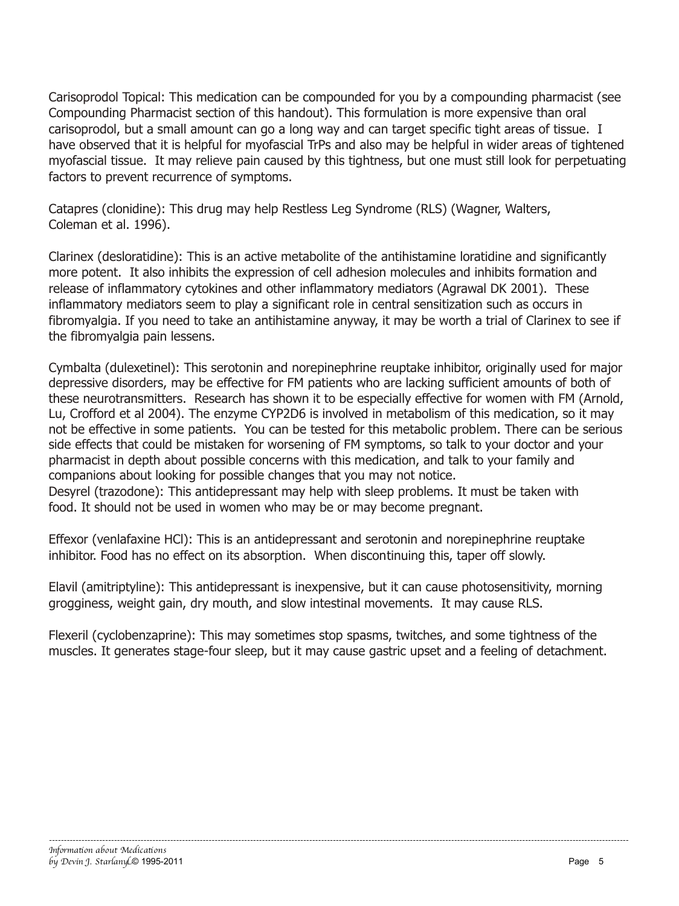Carisoprodol Topical: This medication can be compounded for you by a compounding pharmacist (see Compounding Pharmacist section of this handout). This formulation is more expensive than oral carisoprodol, but a small amount can go a long way and can target specific tight areas of tissue. I have observed that it is helpful for myofascial TrPs and also may be helpful in wider areas of tightened myofascial tissue. It may relieve pain caused by this tightness, but one must still look for perpetuating factors to prevent recurrence of symptoms.

Catapres (clonidine): This drug may help Restless Leg Syndrome (RLS) (Wagner, Walters, Coleman et al. 1996).

Clarinex (desloratidine): This is an active metabolite of the antihistamine loratidine and significantly more potent. It also inhibits the expression of cell adhesion molecules and inhibits formation and release of inflammatory cytokines and other inflammatory mediators (Agrawal DK 2001). These inflammatory mediators seem to play a significant role in central sensitization such as occurs in fibromyalgia. If you need to take an antihistamine anyway, it may be worth a trial of Clarinex to see if the fibromyalgia pain lessens.

Cymbalta (dulexetinel): This serotonin and norepinephrine reuptake inhibitor, originally used for major depressive disorders, may be effective for FM patients who are lacking sufficient amounts of both of these neurotransmitters. Research has shown it to be especially effective for women with FM (Arnold, Lu, Crofford et al 2004). The enzyme CYP2D6 is involved in metabolism of this medication, so it may not be effective in some patients. You can be tested for this metabolic problem. There can be serious side effects that could be mistaken for worsening of FM symptoms, so talk to your doctor and your pharmacist in depth about possible concerns with this medication, and talk to your family and companions about looking for possible changes that you may not notice.

Desyrel (trazodone): This antidepressant may help with sleep problems. It must be taken with food. It should not be used in women who may be or may become pregnant.

Effexor (venlafaxine HCl): This is an antidepressant and serotonin and norepinephrine reuptake inhibitor. Food has no effect on its absorption. When discontinuing this, taper off slowly.

Elavil (amitriptyline): This antidepressant is inexpensive, but it can cause photosensitivity, morning grogginess, weight gain, dry mouth, and slow intestinal movements. It may cause RLS.

Flexeril (cyclobenzaprine): This may sometimes stop spasms, twitches, and some tightness of the muscles. It generates stage-four sleep, but it may cause gastric upset and a feeling of detachment.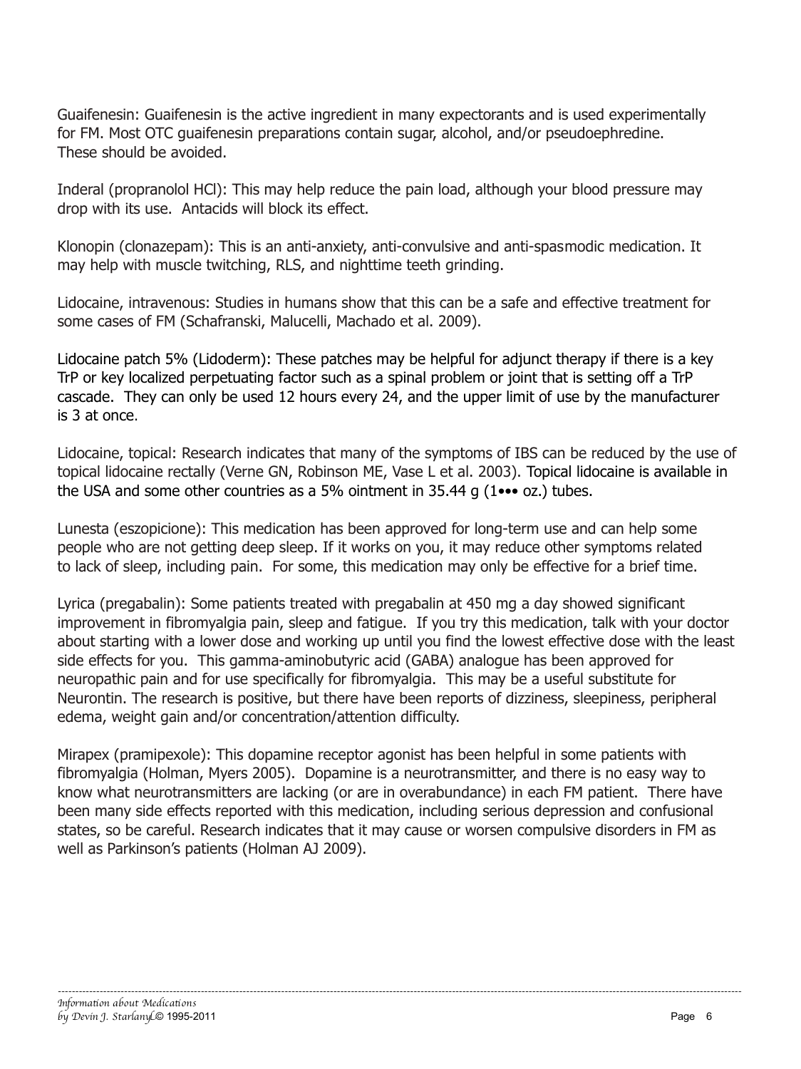Guaifenesin: Guaifenesin is the active ingredient in many expectorants and is used experimentally for FM. Most OTC guaifenesin preparations contain sugar, alcohol, and/or pseudoephredine. These should be avoided.

Inderal (propranolol HCl): This may help reduce the pain load, although your blood pressure may drop with its use. Antacids will block its effect.

Klonopin (clonazepam): This is an anti-anxiety, anti-convulsive and anti-spasmodic medication. It may help with muscle twitching, RLS, and nighttime teeth grinding.

Lidocaine, intravenous: Studies in humans show that this can be a safe and effective treatment for some cases of FM (Schafranski, Malucelli, Machado et al. 2009).

Lidocaine patch 5% (Lidoderm): These patches may be helpful for adjunct therapy if there is a key TrP or key localized perpetuating factor such as a spinal problem or joint that is setting off a TrP cascade. They can only be used 12 hours every 24, and the upper limit of use by the manufacturer is 3 at once.

Lidocaine, topical: Research indicates that many of the symptoms of IBS can be reduced by the use of topical lidocaine rectally (Verne GN, Robinson ME, Vase L et al. 2003). Topical lidocaine is available in the USA and some other countries as a 5% ointment in 35.44 g (1••• oz.) tubes.

Lunesta (eszopicione): This medication has been approved for long-term use and can help some people who are not getting deep sleep. If it works on you, it may reduce other symptoms related to lack of sleep, including pain. For some, this medication may only be effective for a brief time.

Lyrica (pregabalin): Some patients treated with pregabalin at 450 mg a day showed significant improvement in fibromyalgia pain, sleep and fatigue. If you try this medication, talk with your doctor about starting with a lower dose and working up until you find the lowest effective dose with the least side effects for you. This gamma-aminobutyric acid (GABA) analogue has been approved for neuropathic pain and for use specifically for fibromyalgia. This may be a useful substitute for Neurontin. The research is positive, but there have been reports of dizziness, sleepiness, peripheral edema, weight gain and/or concentration/attention difficulty.

Mirapex (pramipexole): This dopamine receptor agonist has been helpful in some patients with fibromyalgia (Holman, Myers 2005). Dopamine is a neurotransmitter, and there is no easy way to know what neurotransmitters are lacking (or are in overabundance) in each FM patient. There have been many side effects reported with this medication, including serious depression and confusional states, so be careful. Research indicates that it may cause or worsen compulsive disorders in FM as well as Parkinson's patients (Holman AJ 2009).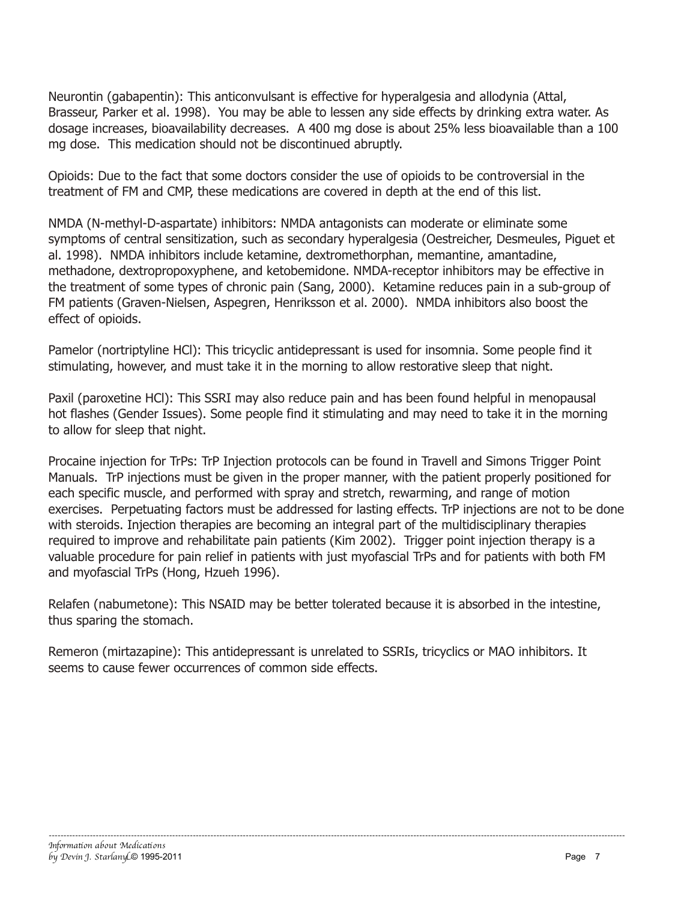Neurontin (gabapentin): This anticonvulsant is effective for hyperalgesia and allodynia (Attal, Brasseur, Parker et al. 1998). You may be able to lessen any side effects by drinking extra water. As dosage increases, bioavailability decreases. A 400 mg dose is about 25% less bioavailable than a 100 mg dose. This medication should not be discontinued abruptly.

Opioids: Due to the fact that some doctors consider the use of opioids to be controversial in the treatment of FM and CMP, these medications are covered in depth at the end of this list.

NMDA (N-methyl-D-aspartate) inhibitors: NMDA antagonists can moderate or eliminate some symptoms of central sensitization, such as secondary hyperalgesia (Oestreicher, Desmeules, Piguet et al. 1998). NMDA inhibitors include ketamine, dextromethorphan, memantine, amantadine, methadone, dextropropoxyphene, and ketobemidone. NMDA-receptor inhibitors may be effective in the treatment of some types of chronic pain (Sang, 2000). Ketamine reduces pain in a sub-group of FM patients (Graven-Nielsen, Aspegren, Henriksson et al. 2000). NMDA inhibitors also boost the effect of opioids.

Pamelor (nortriptyline HCl): This tricyclic antidepressant is used for insomnia. Some people find it stimulating, however, and must take it in the morning to allow restorative sleep that night.

Paxil (paroxetine HCl): This SSRI may also reduce pain and has been found helpful in menopausal hot flashes (Gender Issues). Some people find it stimulating and may need to take it in the morning to allow for sleep that night.

Procaine injection for TrPs: TrP Injection protocols can be found in Travell and Simons Trigger Point Manuals. TrP injections must be given in the proper manner, with the patient properly positioned for each specific muscle, and performed with spray and stretch, rewarming, and range of motion exercises. Perpetuating factors must be addressed for lasting effects. TrP injections are not to be done with steroids. Injection therapies are becoming an integral part of the multidisciplinary therapies required to improve and rehabilitate pain patients (Kim 2002). Trigger point injection therapy is a valuable procedure for pain relief in patients with just myofascial TrPs and for patients with both FM and myofascial TrPs (Hong, Hzueh 1996).

Relafen (nabumetone): This NSAID may be better tolerated because it is absorbed in the intestine, thus sparing the stomach.

Remeron (mirtazapine): This antidepressant is unrelated to SSRIs, tricyclics or MAO inhibitors. It seems to cause fewer occurrences of common side effects.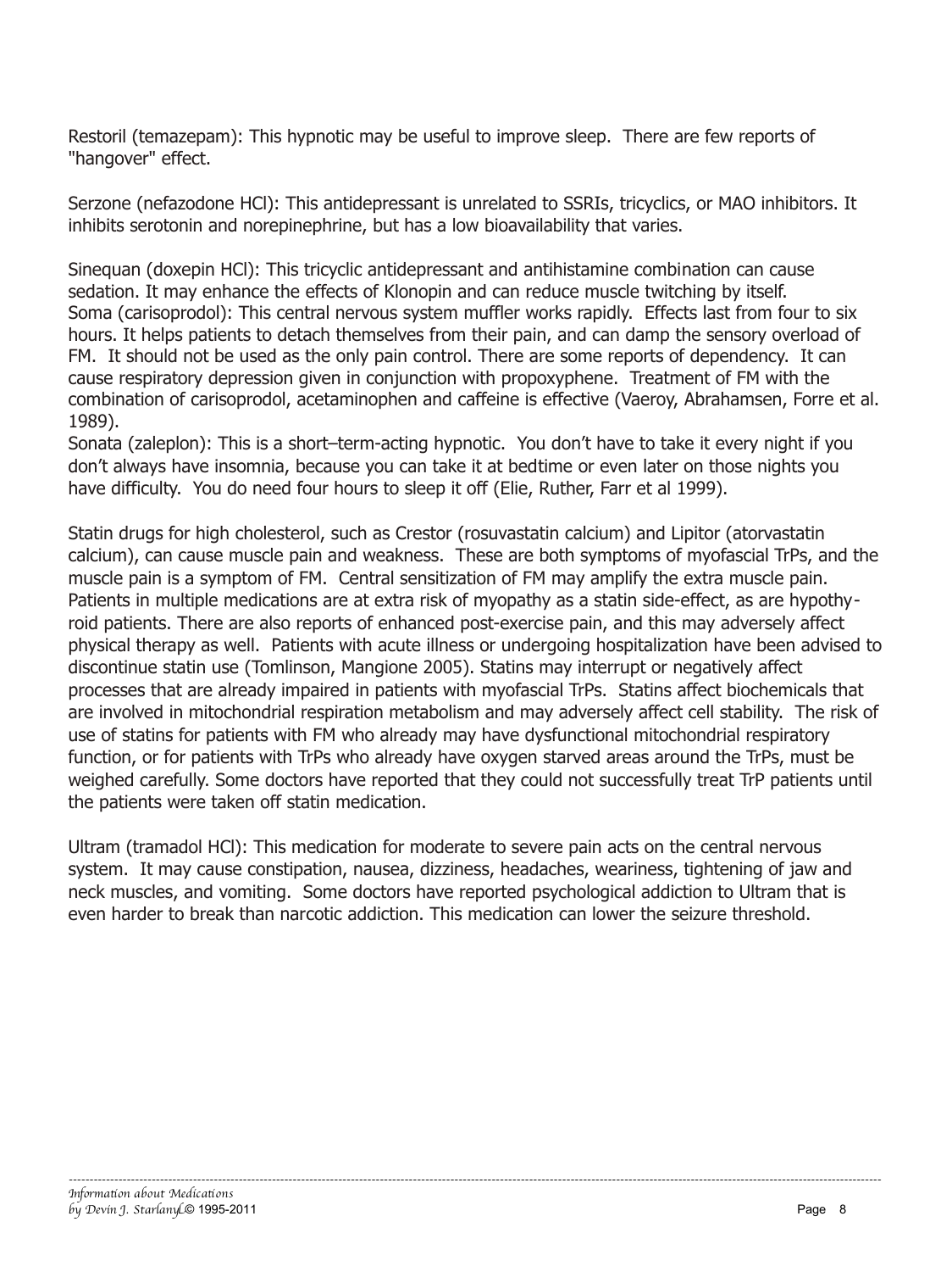Restoril (temazepam): This hypnotic may be useful to improve sleep. There are few reports of "hangover" effect.

Serzone (nefazodone HCl): This antidepressant is unrelated to SSRIs, tricyclics, or MAO inhibitors. It inhibits serotonin and norepinephrine, but has a low bioavailability that varies.

Sinequan (doxepin HCl): This tricyclic antidepressant and antihistamine combination can cause sedation. It may enhance the effects of Klonopin and can reduce muscle twitching by itself.
Soma (carisoprodol): This central nervous system muffler works rapidly. Effects last from four to six hours. It helps patients to detach themselves from their pain, and can damp the sensory overload of FM. It should not be used as the only pain control. There are some reports of dependency. It can cause respiratory depression given in conjunction with propoxyphene. Treatment of FM with the combination of carisoprodol, acetaminophen and caffeine is effective (Vaeroy, Abrahamsen, Forre et al. 1989).
Sonata (zaleplon): This is a short–term-acting hypnotic. You don't have to take it every night if you don't always have insomnia, because you can take it at bedtime or even later on those nights you have difficulty. You do need four hours to sleep it off (Elie, Ruther, Farr et al 1999).

Statin drugs for high cholesterol, such as Crestor (rosuvastatin calcium) and Lipitor (atorvastatin calcium), can cause muscle pain and weakness. These are both symptoms of myofascial TrPs, and the muscle pain is a symptom of FM. Central sensitization of FM may amplify the extra muscle pain. Patients in multiple medications are at extra risk of myopathy as a statin side-effect, as are hypothyroid patients. There are also reports of enhanced post-exercise pain, and this may adversely affect physical therapy as well. Patients with acute illness or undergoing hospitalization have been advised to discontinue statin use (Tomlinson, Mangione 2005). Statins may interrupt or negatively affect processes that are already impaired in patients with myofascial TrPs. Statins affect biochemicals that are involved in mitochondrial respiration metabolism and may adversely affect cell stability. The risk of use of statins for patients with FM who already may have dysfunctional mitochondrial respiratory function, or for patients with TrPs who already have oxygen starved areas around the TrPs, must be weighed carefully. Some doctors have reported that they could not successfully treat TrP patients until the patients were taken off statin medication.

Ultram (tramadol HCl): This medication for moderate to severe pain acts on the central nervous system. It may cause constipation, nausea, dizziness, headaches, weariness, tightening of jaw and neck muscles, and vomiting. Some doctors have reported psychological addiction to Ultram that is even harder to break than narcotic addiction. This medication can lower the seizure threshold.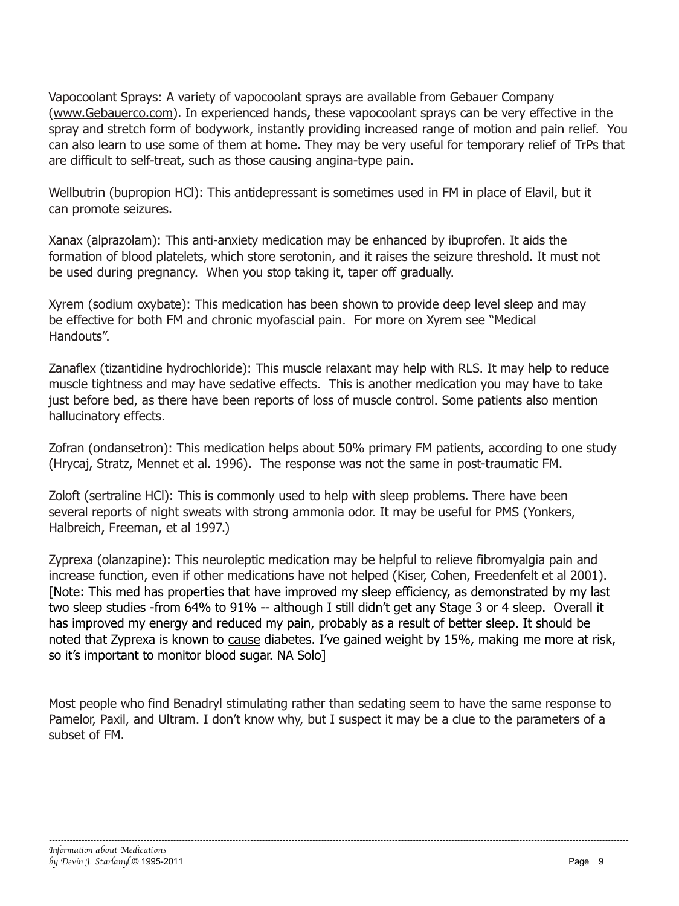Vapocoolant Sprays: A variety of vapocoolant sprays are available from Gebauer Company (www.Gebauerco.com). In experienced hands, these vapocoolant sprays can be very effective in the spray and stretch form of bodywork, instantly providing increased range of motion and pain relief. You can also learn to use some of them at home. They may be very useful for temporary relief of TrPs that are difficult to self-treat, such as those causing angina-type pain.

Wellbutrin (bupropion HCl): This antidepressant is sometimes used in FM in place of Elavil, but it can promote seizures.

Xanax (alprazolam): This anti-anxiety medication may be enhanced by ibuprofen. It aids the formation of blood platelets, which store serotonin, and it raises the seizure threshold. It must not be used during pregnancy. When you stop taking it, taper off gradually.

Xyrem (sodium oxybate): This medication has been shown to provide deep level sleep and may be effective for both FM and chronic myofascial pain. For more on Xyrem see "Medical Handouts".

Zanaflex (tizantidine hydrochloride): This muscle relaxant may help with RLS. It may help to reduce muscle tightness and may have sedative effects. This is another medication you may have to take just before bed, as there have been reports of loss of muscle control. Some patients also mention hallucinatory effects.

Zofran (ondansetron): This medication helps about 50% primary FM patients, according to one study (Hrycaj, Stratz, Mennet et al. 1996). The response was not the same in post-traumatic FM.

Zoloft (sertraline HCl): This is commonly used to help with sleep problems. There have been several reports of night sweats with strong ammonia odor. It may be useful for PMS (Yonkers, Halbreich, Freeman, et al 1997.)

Zyprexa (olanzapine): This neuroleptic medication may be helpful to relieve fibromyalgia pain and increase function, even if other medications have not helped (Kiser, Cohen, Freedenfelt et al 2001). [Note: This med has properties that have improved my sleep efficiency, as demonstrated by my last two sleep studies -from 64% to 91% -- although I still didn't get any Stage 3 or 4 sleep. Overall it has improved my energy and reduced my pain, probably as a result of better sleep. It should be noted that Zyprexa is known to cause diabetes. I've gained weight by 15%, making me more at risk, so it's important to monitor blood sugar. NA Solo]

Most people who find Benadryl stimulating rather than sedating seem to have the same response to Pamelor, Paxil, and Ultram. I don't know why, but I suspect it may be a clue to the parameters of a subset of FM.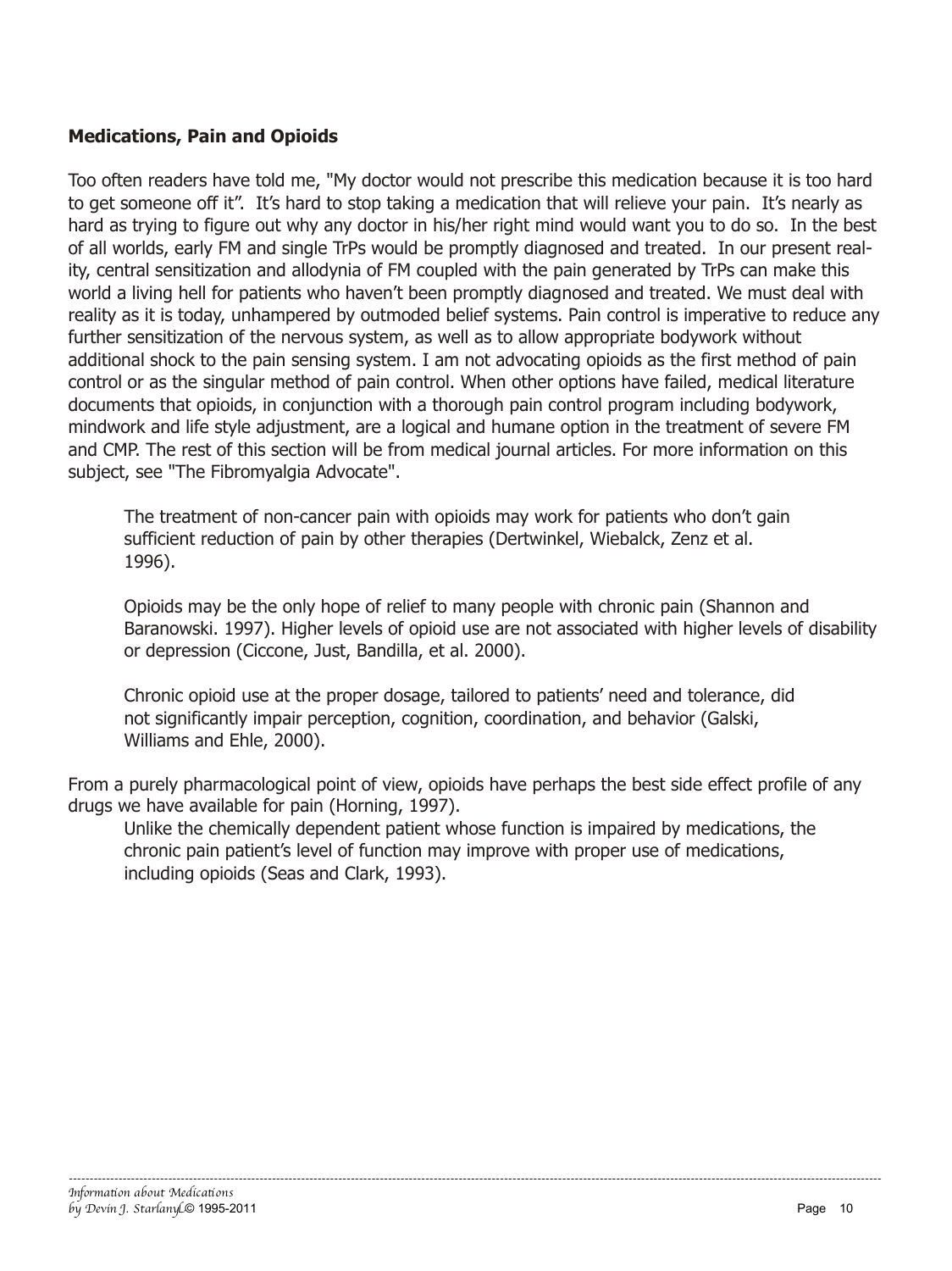**Medications, Pain and Opioids**

Too often readers have told me, "My doctor would not prescribe this medication because it is too hard to get someone off it". It's hard to stop taking a medication that will relieve your pain. It's nearly as hard as trying to figure out why any doctor in his/her right mind would want you to do so. In the best of all worlds, early FM and single TrPs would be promptly diagnosed and treated. In our present reality, central sensitization and allodynia of FM coupled with the pain generated by TrPs can make this world a living hell for patients who haven't been promptly diagnosed and treated. We must deal with reality as it is today, unhampered by outmoded belief systems. Pain control is imperative to reduce any further sensitization of the nervous system, as well as to allow appropriate bodywork without additional shock to the pain sensing system. I am not advocating opioids as the first method of pain control or as the singular method of pain control. When other options have failed, medical literature documents that opioids, in conjunction with a thorough pain control program including bodywork, mindwork and life style adjustment, are a logical and humane option in the treatment of severe FM and CMP. The rest of this section will be from medical journal articles. For more information on this subject, see "The Fibromyalgia Advocate".

> The treatment of non-cancer pain with opioids may work for patients who don't gain sufficient reduction of pain by other therapies (Dertwinkel, Wiebalck, Zenz et al. 1996).
>
> Opioids may be the only hope of relief to many people with chronic pain (Shannon and Baranowski. 1997). Higher levels of opioid use are not associated with higher levels of disability or depression (Ciccone, Just, Bandilla, et al. 2000).
>
> Chronic opioid use at the proper dosage, tailored to patients' need and tolerance, did not significantly impair perception, cognition, coordination, and behavior (Galski, Williams and Ehle, 2000).

From a purely pharmacological point of view, opioids have perhaps the best side effect profile of any drugs we have available for pain (Horning, 1997).

> Unlike the chemically dependent patient whose function is impaired by medications, the chronic pain patient's level of function may improve with proper use of medications, including opioids (Seas and Clark, 1993).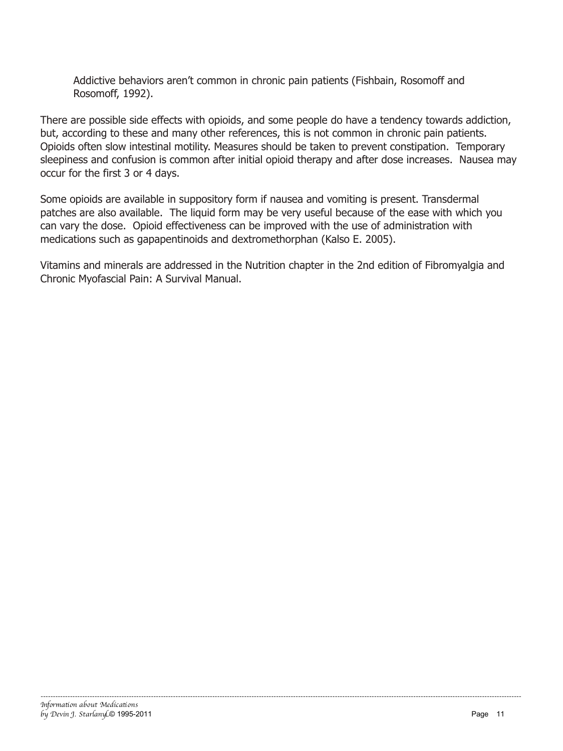> Addictive behaviors aren't common in chronic pain patients (Fishbain, Rosomoff and Rosomoff, 1992).

There are possible side effects with opioids, and some people do have a tendency towards addiction, but, according to these and many other references, this is not common in chronic pain patients. Opioids often slow intestinal motility. Measures should be taken to prevent constipation. Temporary sleepiness and confusion is common after initial opioid therapy and after dose increases. Nausea may occur for the first 3 or 4 days.

Some opioids are available in suppository form if nausea and vomiting is present. Transdermal patches are also available. The liquid form may be very useful because of the ease with which you can vary the dose. Opioid effectiveness can be improved with the use of administration with medications such as gapapentinoids and dextromethorphan (Kalso E. 2005).

Vitamins and minerals are addressed in the Nutrition chapter in the 2nd edition of Fibromyalgia and Chronic Myofascial Pain: A Survival Manual.